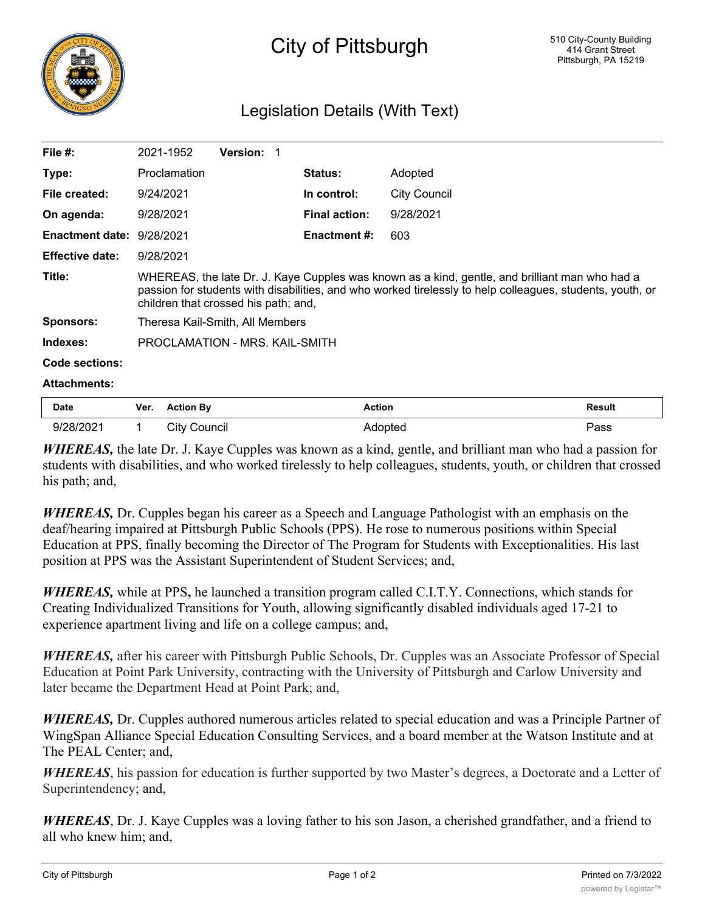# City of Pittsburgh

510 City-County Building
414 Grant Street
Pittsburgh, PA 15219

## Legislation Details (With Text)

| | | | |
|---|---|---|---|
| **File #:** | 2021-1952 **Version:** 1 | | |
| **Type:** | Proclamation | **Status:** | Adopted |
| **File created:** | 9/24/2021 | **In control:** | City Council |
| **On agenda:** | 9/28/2021 | **Final action:** | 9/28/2021 |
| **Enactment date:** | 9/28/2021 | **Enactment #:** | 603 |
| **Effective date:** | 9/28/2021 | | |

**Title:** WHEREAS, the late Dr. J. Kaye Cupples was known as a kind, gentle, and brilliant man who had a passion for students with disabilities, and who worked tirelessly to help colleagues, students, youth, or children that crossed his path; and,

**Sponsors:** Theresa Kail-Smith, All Members

**Indexes:** PROCLAMATION - MRS. KAIL-SMITH

**Code sections:**

**Attachments:**

| Date | Ver. | Action By | Action | Result |
|---|---|---|---|---|
| 9/28/2021 | 1 | City Council | Adopted | Pass |

***WHEREAS,*** the late Dr. J. Kaye Cupples was known as a kind, gentle, and brilliant man who had a passion for students with disabilities, and who worked tirelessly to help colleagues, students, youth, or children that crossed his path; and,

***WHEREAS,*** Dr. Cupples began his career as a Speech and Language Pathologist with an emphasis on the deaf/hearing impaired at Pittsburgh Public Schools (PPS). He rose to numerous positions within Special Education at PPS, finally becoming the Director of The Program for Students with Exceptionalities. His last position at PPS was the Assistant Superintendent of Student Services; and,

***WHEREAS,*** while at PPS**,** he launched a transition program called C.I.T.Y. Connections, which stands for Creating Individualized Transitions for Youth, allowing significantly disabled individuals aged 17-21 to experience apartment living and life on a college campus; and,

***WHEREAS,*** after his career with Pittsburgh Public Schools, Dr. Cupples was an Associate Professor of Special Education at Point Park University, contracting with the University of Pittsburgh and Carlow University and later became the Department Head at Point Park; and,

***WHEREAS,*** Dr. Cupples authored numerous articles related to special education and was a Principle Partner of WingSpan Alliance Special Education Consulting Services, and a board member at the Watson Institute and at The PEAL Center; and,

***WHEREAS***, his passion for education is further supported by two Master's degrees, a Doctorate and a Letter of Superintendency; and,

***WHEREAS***, Dr. J. Kaye Cupples was a loving father to his son Jason, a cherished grandfather, and a friend to all who knew him; and,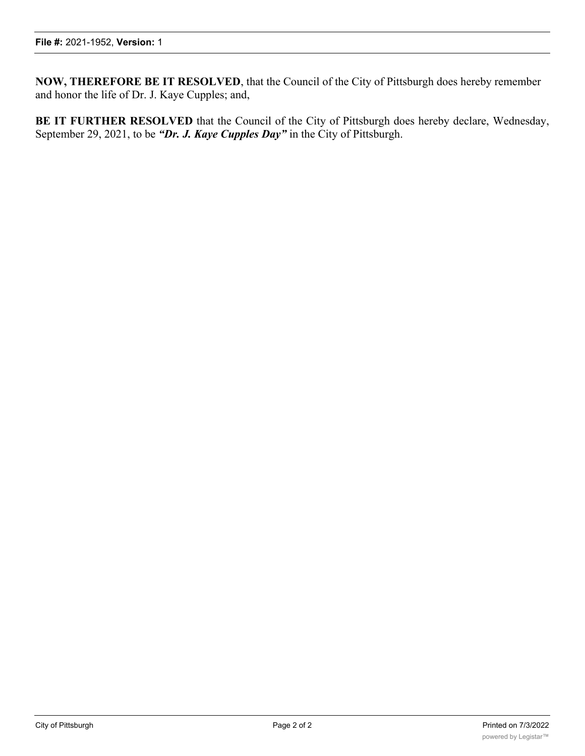**NOW, THEREFORE BE IT RESOLVED**, that the Council of the City of Pittsburgh does hereby remember and honor the life of Dr. J. Kaye Cupples; and,

**BE IT FURTHER RESOLVED** that the Council of the City of Pittsburgh does hereby declare, Wednesday, September 29, 2021, to be ***"Dr. J. Kaye Cupples Day"*** in the City of Pittsburgh.